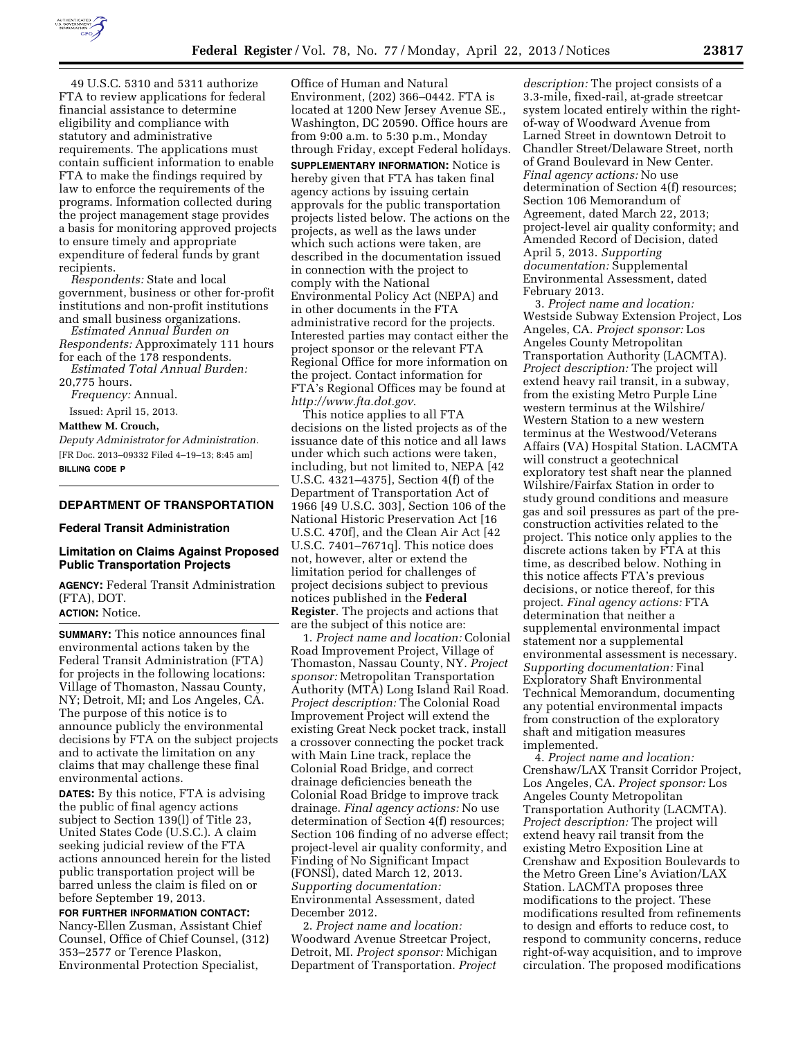49 U.S.C. 5310 and 5311 authorize FTA to review applications for federal financial assistance to determine eligibility and compliance with statutory and administrative requirements. The applications must contain sufficient information to enable FTA to make the findings required by law to enforce the requirements of the programs. Information collected during the project management stage provides a basis for monitoring approved projects to ensure timely and appropriate expenditure of federal funds by grant recipients.

*Respondents:* State and local government, business or other for-profit institutions and non-profit institutions and small business organizations.

*Estimated Annual Burden on Respondents:* Approximately 111 hours for each of the 178 respondents.

*Estimated Total Annual Burden:* 20,775 hours.

*Frequency:* Annual.

Issued: April 15, 2013.

**Matthew M. Crouch,**

*Deputy Administrator for Administration.*

[FR Doc. 2013–09332 Filed 4–19–13; 8:45 am]

**BILLING CODE P**

## DEPARTMENT OF TRANSPORTATION

### Federal Transit Administration

### Limitation on Claims Against Proposed Public Transportation Projects

**AGENCY:** Federal Transit Administration (FTA), DOT.

**ACTION:** Notice.

**SUMMARY:** This notice announces final environmental actions taken by the Federal Transit Administration (FTA) for projects in the following locations: Village of Thomaston, Nassau County, NY; Detroit, MI; and Los Angeles, CA. The purpose of this notice is to announce publicly the environmental decisions by FTA on the subject projects and to activate the limitation on any claims that may challenge these final environmental actions.

**DATES:** By this notice, FTA is advising the public of final agency actions subject to Section 139(l) of Title 23, United States Code (U.S.C.). A claim seeking judicial review of the FTA actions announced herein for the listed public transportation project will be barred unless the claim is filed on or before September 19, 2013.

**FOR FURTHER INFORMATION CONTACT:** Nancy-Ellen Zusman, Assistant Chief Counsel, Office of Chief Counsel, (312) 353–2577 or Terence Plaskon, Environmental Protection Specialist, Office of Human and Natural Environment, (202) 366–0442. FTA is located at 1200 New Jersey Avenue SE., Washington, DC 20590. Office hours are from 9:00 a.m. to 5:30 p.m., Monday through Friday, except Federal holidays.

**SUPPLEMENTARY INFORMATION:** Notice is hereby given that FTA has taken final agency actions by issuing certain approvals for the public transportation projects listed below. The actions on the projects, as well as the laws under which such actions were taken, are described in the documentation issued in connection with the project to comply with the National Environmental Policy Act (NEPA) and in other documents in the FTA administrative record for the projects. Interested parties may contact either the project sponsor or the relevant FTA Regional Office for more information on the project. Contact information for FTA's Regional Offices may be found at *http://www.fta.dot.gov*.

This notice applies to all FTA decisions on the listed projects as of the issuance date of this notice and all laws under which such actions were taken, including, but not limited to, NEPA [42 U.S.C. 4321–4375], Section 4(f) of the Department of Transportation Act of 1966 [49 U.S.C. 303], Section 106 of the National Historic Preservation Act [16 U.S.C. 470f], and the Clean Air Act [42 U.S.C. 7401–7671q]. This notice does not, however, alter or extend the limitation period for challenges of project decisions subject to previous notices published in the **Federal Register**. The projects and actions that are the subject of this notice are:

1. *Project name and location:* Colonial Road Improvement Project, Village of Thomaston, Nassau County, NY. *Project sponsor:* Metropolitan Transportation Authority (MTA) Long Island Rail Road. *Project description:* The Colonial Road Improvement Project will extend the existing Great Neck pocket track, install a crossover connecting the pocket track with Main Line track, replace the Colonial Road Bridge, and correct drainage deficiencies beneath the Colonial Road Bridge to improve track drainage. *Final agency actions:* No use determination of Section 4(f) resources; Section 106 finding of no adverse effect; project-level air quality conformity, and Finding of No Significant Impact (FONSI), dated March 12, 2013. *Supporting documentation:* Environmental Assessment, dated December 2012.

2. *Project name and location:* Woodward Avenue Streetcar Project, Detroit, MI. *Project sponsor:* Michigan Department of Transportation. *Project description:* The project consists of a 3.3-mile, fixed-rail, at-grade streetcar system located entirely within the right-of-way of Woodward Avenue from Larned Street in downtown Detroit to Chandler Street/Delaware Street, north of Grand Boulevard in New Center. *Final agency actions:* No use determination of Section 4(f) resources; Section 106 Memorandum of Agreement, dated March 22, 2013; project-level air quality conformity; and Amended Record of Decision, dated April 5, 2013. *Supporting documentation:* Supplemental Environmental Assessment, dated February 2013.

3. *Project name and location:* Westside Subway Extension Project, Los Angeles, CA. *Project sponsor:* Los Angeles County Metropolitan Transportation Authority (LACMTA). *Project description:* The project will extend heavy rail transit, in a subway, from the existing Metro Purple Line western terminus at the Wilshire/Western Station to a new western terminus at the Westwood/Veterans Affairs (VA) Hospital Station. LACMTA will construct a geotechnical exploratory test shaft near the planned Wilshire/Fairfax Station in order to study ground conditions and measure gas and soil pressures as part of the pre-construction activities related to the project. This notice only applies to the discrete actions taken by FTA at this time, as described below. Nothing in this notice affects FTA's previous decisions, or notice thereof, for this project. *Final agency actions:* FTA determination that neither a supplemental environmental impact statement nor a supplemental environmental assessment is necessary. *Supporting documentation:* Final Exploratory Shaft Environmental Technical Memorandum, documenting any potential environmental impacts from construction of the exploratory shaft and mitigation measures implemented.

4. *Project name and location:* Crenshaw/LAX Transit Corridor Project, Los Angeles, CA. *Project sponsor:* Los Angeles County Metropolitan Transportation Authority (LACMTA). *Project description:* The project will extend heavy rail transit from the existing Metro Exposition Line at Crenshaw and Exposition Boulevards to the Metro Green Line's Aviation/LAX Station. LACMTA proposes three modifications to the project. These modifications resulted from refinements to design and efforts to reduce cost, to respond to community concerns, reduce right-of-way acquisition, and to improve circulation. The proposed modifications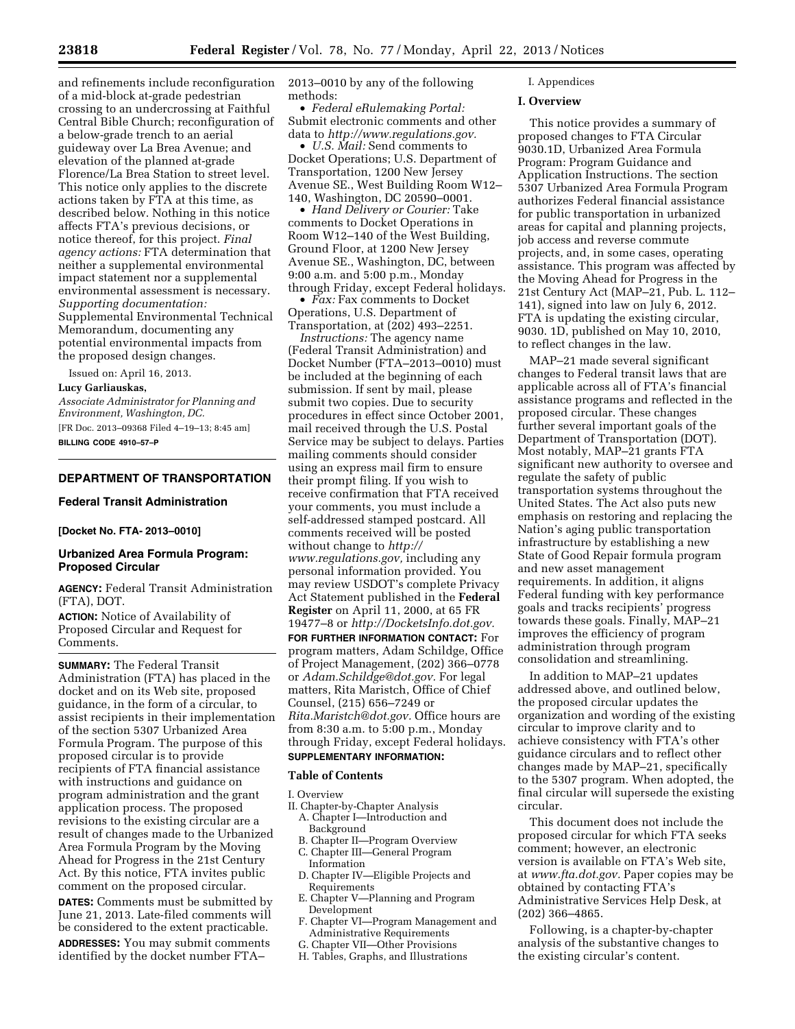and refinements include reconfiguration of a mid-block at-grade pedestrian crossing to an undercrossing at Faithful Central Bible Church; reconfiguration of a below-grade trench to an aerial guideway over La Brea Avenue; and elevation of the planned at-grade Florence/La Brea Station to street level. This notice only applies to the discrete actions taken by FTA at this time, as described below. Nothing in this notice affects FTA's previous decisions, or notice thereof, for this project. *Final agency actions:* FTA determination that neither a supplemental environmental impact statement nor a supplemental environmental assessment is necessary. *Supporting documentation:* Supplemental Environmental Technical Memorandum, documenting any potential environmental impacts from the proposed design changes.

Issued on: April 16, 2013.

**Lucy Garliauskas,**

*Associate Administrator for Planning and Environment, Washington, DC.*

[FR Doc. 2013–09368 Filed 4–19–13; 8:45 am]

**BILLING CODE 4910–57–P**

## DEPARTMENT OF TRANSPORTATION

### Federal Transit Administration

**[Docket No. FTA- 2013–0010]**

### Urbanized Area Formula Program: Proposed Circular

**AGENCY:** Federal Transit Administration (FTA), DOT.

**ACTION:** Notice of Availability of Proposed Circular and Request for Comments.

**SUMMARY:** The Federal Transit Administration (FTA) has placed in the docket and on its Web site, proposed guidance, in the form of a circular, to assist recipients in their implementation of the section 5307 Urbanized Area Formula Program. The purpose of this proposed circular is to provide recipients of FTA financial assistance with instructions and guidance on program administration and the grant application process. The proposed revisions to the existing circular are a result of changes made to the Urbanized Area Formula Program by the Moving Ahead for Progress in the 21st Century Act. By this notice, FTA invites public comment on the proposed circular.

**DATES:** Comments must be submitted by June 21, 2013. Late-filed comments will be considered to the extent practicable.

**ADDRESSES:** You may submit comments identified by the docket number FTA–2013–0010 by any of the following methods:

- *Federal eRulemaking Portal:* Submit electronic comments and other data to *http://www.regulations.gov.*
- *U.S. Mail:* Send comments to Docket Operations; U.S. Department of Transportation, 1200 New Jersey Avenue SE., West Building Room W12–140, Washington, DC 20590–0001.
- *Hand Delivery or Courier:* Take comments to Docket Operations in Room W12–140 of the West Building, Ground Floor, at 1200 New Jersey Avenue SE., Washington, DC, between 9:00 a.m. and 5:00 p.m., Monday through Friday, except Federal holidays.
- *Fax:* Fax comments to Docket Operations, U.S. Department of Transportation, at (202) 493–2251.

*Instructions:* The agency name (Federal Transit Administration) and Docket Number (FTA–2013–0010) must be included at the beginning of each submission. If sent by mail, please submit two copies. Due to security procedures in effect since October 2001, mail received through the U.S. Postal Service may be subject to delays. Parties mailing comments should consider using an express mail firm to ensure their prompt filing. If you wish to receive confirmation that FTA received your comments, you must include a self-addressed stamped postcard. All comments received will be posted without change to *http://www.regulations.gov,* including any personal information provided. You may review USDOT's complete Privacy Act Statement published in the **Federal Register** on April 11, 2000, at 65 FR 19477–8 or *http://DocketsInfo.dot.gov.*

**FOR FURTHER INFORMATION CONTACT:** For program matters, Adam Schildge, Office of Project Management, (202) 366–0778 or *Adam.Schildge@dot.gov.* For legal matters, Rita Maristch, Office of Chief Counsel, (215) 656–7249 or *Rita.Maristch@dot.gov.* Office hours are from 8:30 a.m. to 5:00 p.m., Monday through Friday, except Federal holidays.

**SUPPLEMENTARY INFORMATION:**

**Table of Contents**

I. Overview
II. Chapter-by-Chapter Analysis
  A. Chapter I—Introduction and Background
  B. Chapter II—Program Overview
  C. Chapter III—General Program Information
  D. Chapter IV—Eligible Projects and Requirements
  E. Chapter V—Planning and Program Development
  F. Chapter VI—Program Management and Administrative Requirements
  G. Chapter VII—Other Provisions
  H. Tables, Graphs, and Illustrations
  I. Appendices

### I. Overview

This notice provides a summary of proposed changes to FTA Circular 9030.1D, Urbanized Area Formula Program: Program Guidance and Application Instructions. The section 5307 Urbanized Area Formula Program authorizes Federal financial assistance for public transportation in urbanized areas for capital and planning projects, job access and reverse commute projects, and, in some cases, operating assistance. This program was affected by the Moving Ahead for Progress in the 21st Century Act (MAP–21, Pub. L. 112–141), signed into law on July 6, 2012. FTA is updating the existing circular, 9030. 1D, published on May 10, 2010, to reflect changes in the law.

MAP–21 made several significant changes to Federal transit laws that are applicable across all of FTA's financial assistance programs and reflected in the proposed circular. These changes further several important goals of the Department of Transportation (DOT). Most notably, MAP–21 grants FTA significant new authority to oversee and regulate the safety of public transportation systems throughout the United States. The Act also puts new emphasis on restoring and replacing the Nation's aging public transportation infrastructure by establishing a new State of Good Repair formula program and new asset management requirements. In addition, it aligns Federal funding with key performance goals and tracks recipients' progress towards these goals. Finally, MAP–21 improves the efficiency of program administration through program consolidation and streamlining.

In addition to MAP–21 updates addressed above, and outlined below, the proposed circular updates the organization and wording of the existing circular to improve clarity and to achieve consistency with FTA's other guidance circulars and to reflect other changes made by MAP–21, specifically to the 5307 program. When adopted, the final circular will supersede the existing circular.

This document does not include the proposed circular for which FTA seeks comment; however, an electronic version is available on FTA's Web site, at *www.fta.dot.gov.* Paper copies may be obtained by contacting FTA's Administrative Services Help Desk, at (202) 366–4865.

Following, is a chapter-by-chapter analysis of the substantive changes to the existing circular's content.